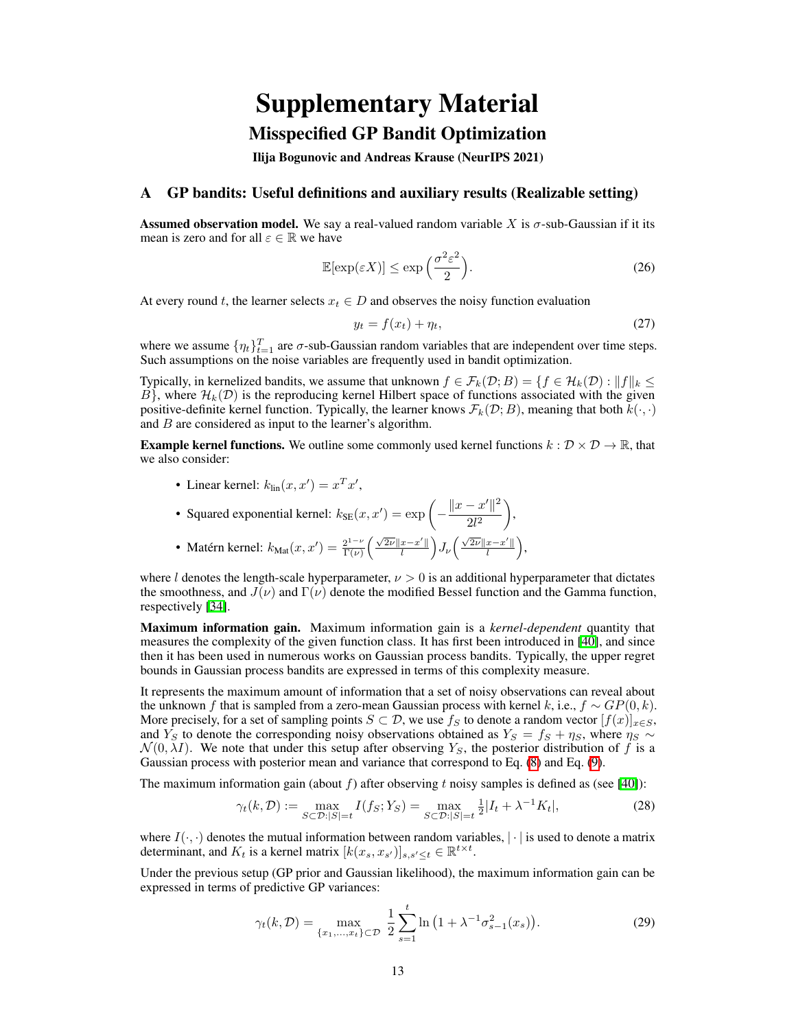# Supplementary Material

## Misspecified GP Bandit Optimization

**Ilija Bogunovic and Andreas Krause (NeurIPS 2021)**

## A GP bandits: Useful definitions and auxiliary results (Realizable setting)

**Assumed observation model.** We say a real-valued random variable $X$ is $\sigma$-sub-Gaussian if it its mean is zero and for all $\varepsilon \in \mathbb{R}$ we have

$$\mathbb{E}[\exp(\varepsilon X)] \leq \exp\Big(\frac{\sigma^2 \varepsilon^2}{2}\Big). \tag{26}$$

At every round $t$, the learner selects $x_t \in D$ and observes the noisy function evaluation

$$y_t = f(x_t) + \eta_t, \tag{27}$$

where we assume $\{\eta_t\}_{t=1}^T$ are $\sigma$-sub-Gaussian random variables that are independent over time steps. Such assumptions on the noise variables are frequently used in bandit optimization.

Typically, in kernelized bandits, we assume that unknown $f \in \mathcal{F}_k(\mathcal{D}; B) = \{f \in \mathcal{H}_k(\mathcal{D}) : \|f\|_k \leq B\}$, where $\mathcal{H}_k(\mathcal{D})$ is the reproducing kernel Hilbert space of functions associated with the given positive-definite kernel function. Typically, the learner knows $\mathcal{F}_k(\mathcal{D}; B)$, meaning that both $k(\cdot, \cdot)$ and $B$ are considered as input to the learner's algorithm.

**Example kernel functions.** We outline some commonly used kernel functions $k : \mathcal{D} \times \mathcal{D} \to \mathbb{R}$, that we also consider:

- Linear kernel: $k_{\text{lin}}(x, x') = x^T x'$,
- Squared exponential kernel: $k_{\text{SE}}(x, x') = \exp\Big(-\frac{\|x - x'\|^2}{2l^2}\Big)$,
- Matérn kernel: $k_{\text{Mat}}(x, x') = \frac{2^{1-\nu}}{\Gamma(\nu)}\Big(\frac{\sqrt{2\nu}\|x-x'\|}{l}\Big) J_\nu\Big(\frac{\sqrt{2\nu}\|x-x'\|}{l}\Big)$,

where $l$ denotes the length-scale hyperparameter, $\nu > 0$ is an additional hyperparameter that dictates the smoothness, and $J(\nu)$ and $\Gamma(\nu)$ denote the modified Bessel function and the Gamma function, respectively [34].

**Maximum information gain.** Maximum information gain is a *kernel-dependent* quantity that measures the complexity of the given function class. It has first been introduced in [40], and since then it has been used in numerous works on Gaussian process bandits. Typically, the upper regret bounds in Gaussian process bandits are expressed in terms of this complexity measure.

It represents the maximum amount of information that a set of noisy observations can reveal about the unknown $f$ that is sampled from a zero-mean Gaussian process with kernel $k$, i.e., $f \sim GP(0, k)$. More precisely, for a set of sampling points $S \subset \mathcal{D}$, we use $f_S$ to denote a random vector $[f(x)]_{x \in S}$, and $Y_S$ to denote the corresponding noisy observations obtained as $Y_S = f_S + \eta_S$, where $\eta_S \sim \mathcal{N}(0, \lambda I)$. We note that under this setup after observing $Y_S$, the posterior distribution of $f$ is a Gaussian process with posterior mean and variance that correspond to Eq. (8) and Eq. (9).

The maximum information gain (about $f$) after observing $t$ noisy samples is defined as (see [40]):

$$\gamma_t(k, \mathcal{D}) := \max_{S \subset \mathcal{D} : |S| = t} I(f_S; Y_S) = \max_{S \subset \mathcal{D} : |S| = t} \tfrac{1}{2} |I_t + \lambda^{-1} K_t|, \tag{28}$$

where $I(\cdot, \cdot)$ denotes the mutual information between random variables, $|\cdot|$ is used to denote a matrix determinant, and $K_t$ is a kernel matrix $[k(x_s, x_{s'})]_{s,s' \leq t} \in \mathbb{R}^{t \times t}$.

Under the previous setup (GP prior and Gaussian likelihood), the maximum information gain can be expressed in terms of predictive GP variances:

$$\gamma_t(k, \mathcal{D}) = \max_{\{x_1, \dots, x_t\} \subset \mathcal{D}} \frac{1}{2} \sum_{s=1}^{t} \ln\big(1 + \lambda^{-1} \sigma_{s-1}^2(x_s)\big). \tag{29}$$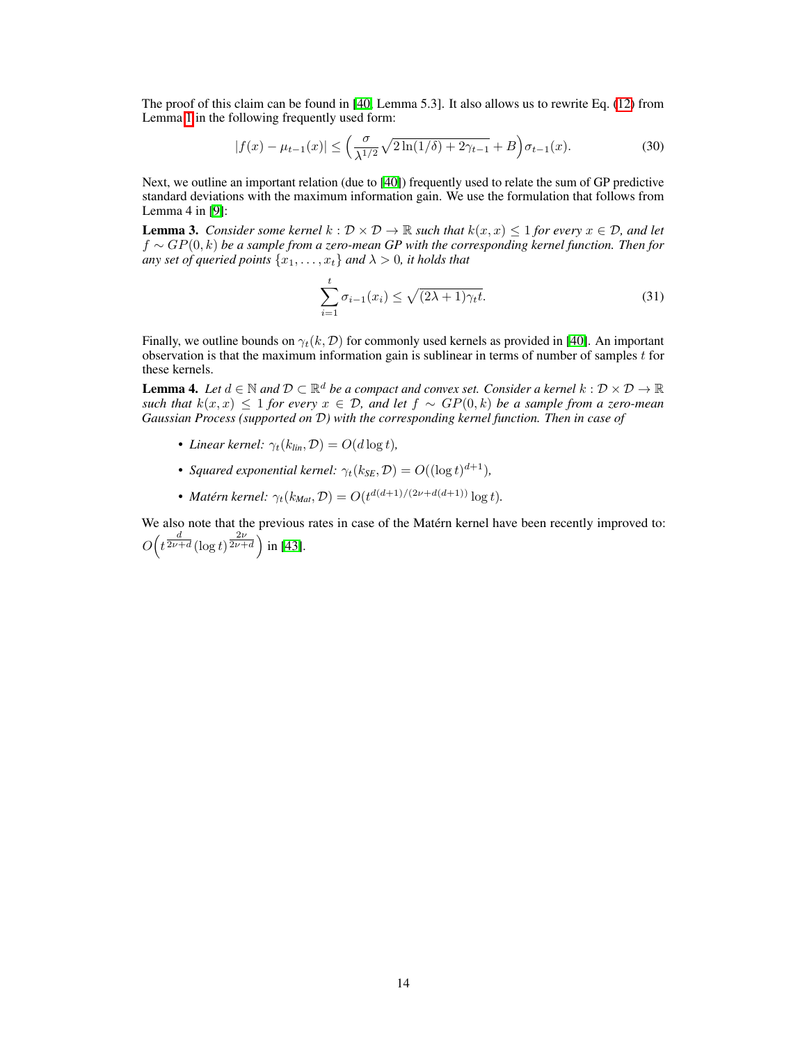The proof of this claim can be found in [40, Lemma 5.3]. It also allows us to rewrite Eq. (12) from Lemma 1 in the following frequently used form:

$$|f(x) - \mu_{t-1}(x)| \leq \Big(\frac{\sigma}{\lambda^{1/2}}\sqrt{2\ln(1/\delta) + 2\gamma_{t-1}} + B\Big)\sigma_{t-1}(x). \tag{30}$$

Next, we outline an important relation (due to [40]) frequently used to relate the sum of GP predictive standard deviations with the maximum information gain. We use the formulation that follows from Lemma 4 in [9]:

**Lemma 3.** *Consider some kernel $k : \mathcal{D} \times \mathcal{D} \to \mathbb{R}$ such that $k(x, x) \leq 1$ for every $x \in \mathcal{D}$, and let $f \sim GP(0, k)$ be a sample from a zero-mean GP with the corresponding kernel function. Then for any set of queried points $\{x_1, \dots, x_t\}$ and $\lambda > 0$, it holds that*

$$\sum_{i=1}^{t} \sigma_{i-1}(x_i) \leq \sqrt{(2\lambda + 1)\gamma_t t}. \tag{31}$$

Finally, we outline bounds on $\gamma_t(k, \mathcal{D})$ for commonly used kernels as provided in [40]. An important observation is that the maximum information gain is sublinear in terms of number of samples $t$ for these kernels.

**Lemma 4.** *Let $d \in \mathbb{N}$ and $\mathcal{D} \subset \mathbb{R}^d$ be a compact and convex set. Consider a kernel $k : \mathcal{D} \times \mathcal{D} \to \mathbb{R}$ such that $k(x, x) \leq 1$ for every $x \in \mathcal{D}$, and let $f \sim GP(0, k)$ be a sample from a zero-mean Gaussian Process (supported on $\mathcal{D}$) with the corresponding kernel function. Then in case of*

- *Linear kernel: $\gamma_t(k_{lin}, \mathcal{D}) = O(d \log t)$,*
- *Squared exponential kernel: $\gamma_t(k_{SE}, \mathcal{D}) = O((\log t)^{d+1})$,*
- *Matérn kernel: $\gamma_t(k_{Mat}, \mathcal{D}) = O(t^{d(d+1)/(2\nu + d(d+1))} \log t)$.*

We also note that the previous rates in case of the Matérn kernel have been recently improved to: $O\Big(t^{\frac{d}{2\nu+d}} (\log t)^{\frac{2\nu}{2\nu+d}}\Big)$ in [43].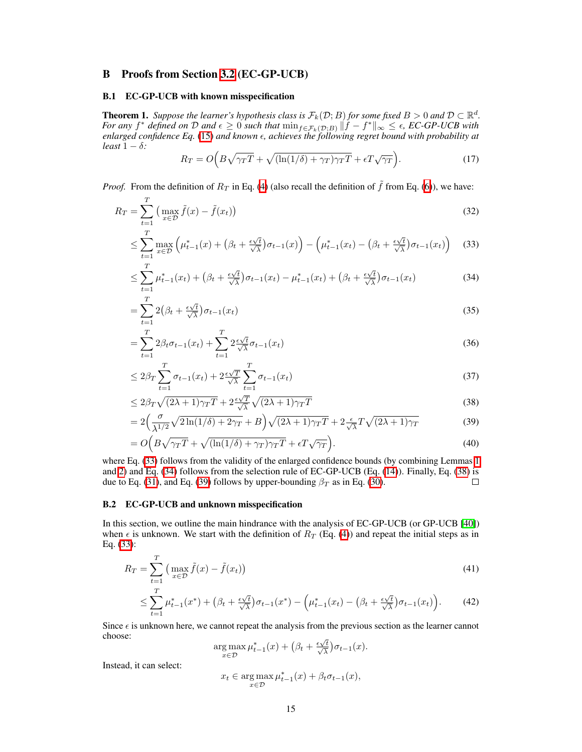## B Proofs from Section 3.2 (EC-GP-UCB)

### B.1 EC-GP-UCB with known misspecification

**Theorem 1.** *Suppose the learner's hypothesis class is $\mathcal{F}_k(\mathcal{D}; B)$ for some fixed $B > 0$ and $\mathcal{D} \subset \mathbb{R}^d$. For any $f^*$ defined on $\mathcal{D}$ and $\epsilon \geq 0$ such that $\min_{f \in \mathcal{F}_k(\mathcal{D};B)} \|f - f^*\|_\infty \leq \epsilon$, EC-GP-UCB with enlarged confidence Eq. (15) and known $\epsilon$, achieves the following regret bound with probability at least $1 - \delta$:*

$$R_T = O\Big(B\sqrt{\gamma_T T} + \sqrt{(\ln(1/\delta) + \gamma_T)\gamma_T T} + \epsilon T \sqrt{\gamma_T}\Big). \tag{17}$$

*Proof.* From the definition of $R_T$ in Eq. (4) (also recall the definition of $\tilde{f}$ from Eq. (6)), we have:

$$
\begin{aligned}
R_T &= \sum_{t=1}^{T} \big(\max_{x \in \mathcal{D}} \tilde{f}(x) - \tilde{f}(x_t)\big) & (32)\\
&\leq \sum_{t=1}^{T} \max_{x \in \mathcal{D}} \Big(\mu^*_{t-1}(x) + \big(\beta_t + \tfrac{\epsilon\sqrt{t}}{\sqrt{\lambda}}\big)\sigma_{t-1}(x)\Big) - \Big(\mu^*_{t-1}(x_t) - \big(\beta_t + \tfrac{\epsilon\sqrt{t}}{\sqrt{\lambda}}\big)\sigma_{t-1}(x_t)\Big) & (33)\\
&\leq \sum_{t=1}^{T} \mu^*_{t-1}(x_t) + \big(\beta_t + \tfrac{\epsilon\sqrt{t}}{\sqrt{\lambda}}\big)\sigma_{t-1}(x_t) - \mu^*_{t-1}(x_t) + \big(\beta_t + \tfrac{\epsilon\sqrt{t}}{\sqrt{\lambda}}\big)\sigma_{t-1}(x_t) & (34)\\
&= \sum_{t=1}^{T} 2\big(\beta_t + \tfrac{\epsilon\sqrt{t}}{\sqrt{\lambda}}\big)\sigma_{t-1}(x_t) & (35)\\
&= \sum_{t=1}^{T} 2\beta_t\sigma_{t-1}(x_t) + \sum_{t=1}^{T} 2\tfrac{\epsilon\sqrt{t}}{\sqrt{\lambda}}\sigma_{t-1}(x_t) & (36)\\
&\leq 2\beta_T \sum_{t=1}^{T} \sigma_{t-1}(x_t) + 2\tfrac{\epsilon\sqrt{T}}{\sqrt{\lambda}} \sum_{t=1}^{T} \sigma_{t-1}(x_t) & (37)\\
&\leq 2\beta_T \sqrt{(2\lambda + 1)\gamma_T T} + 2\tfrac{\epsilon\sqrt{T}}{\sqrt{\lambda}} \sqrt{(2\lambda + 1)\gamma_T T} & (38)\\
&= 2\Big(\frac{\sigma}{\lambda^{1/2}}\sqrt{2\ln(1/\delta) + 2\gamma_T} + B\Big)\sqrt{(2\lambda + 1)\gamma_T T} + 2\tfrac{\epsilon}{\sqrt{\lambda}} T\sqrt{(2\lambda + 1)\gamma_T} & (39)\\
&= O\Big(B\sqrt{\gamma_T T} + \sqrt{(\ln(1/\delta) + \gamma_T)\gamma_T T} + \epsilon T\sqrt{\gamma_T}\Big). & (40)
\end{aligned}
$$

where Eq. (33) follows from the validity of the enlarged confidence bounds (by combining Lemmas 1 and 2) and Eq. (34) follows from the selection rule of EC-GP-UCB (Eq. (14)). Finally, Eq. (38) is due to Eq. (31), and Eq. (39) follows by upper-bounding $\beta_T$ as in Eq. (30). □

### B.2 EC-GP-UCB and unknown misspecification

In this section, we outline the main hindrance with the analysis of EC-GP-UCB (or GP-UCB [40]) when $\epsilon$ is unknown. We start with the definition of $R_T$ (Eq. (4)) and repeat the initial steps as in Eq. (33):

$$
\begin{aligned}
R_T &= \sum_{t=1}^{T} \big(\max_{x \in \mathcal{D}} \tilde{f}(x) - \tilde{f}(x_t)\big) & (41)\\
&\leq \sum_{t=1}^{T} \mu^*_{t-1}(x^*) + \big(\beta_t + \tfrac{\epsilon\sqrt{t}}{\sqrt{\lambda}}\big)\sigma_{t-1}(x^*) - \Big(\mu^*_{t-1}(x_t) - \big(\beta_t + \tfrac{\epsilon\sqrt{t}}{\sqrt{\lambda}}\big)\sigma_{t-1}(x_t)\Big). & (42)
\end{aligned}
$$

Since $\epsilon$ is unknown here, we cannot repeat the analysis from the previous section as the learner cannot choose:

$$\arg\max_{x \in \mathcal{D}} \mu^*_{t-1}(x) + \big(\beta_t + \tfrac{\epsilon\sqrt{t}}{\sqrt{\lambda}}\big)\sigma_{t-1}(x).$$

Instead, it can select:

$$x_t \in \arg\max_{x \in \mathcal{D}} \mu^*_{t-1}(x) + \beta_t\sigma_{t-1}(x),$$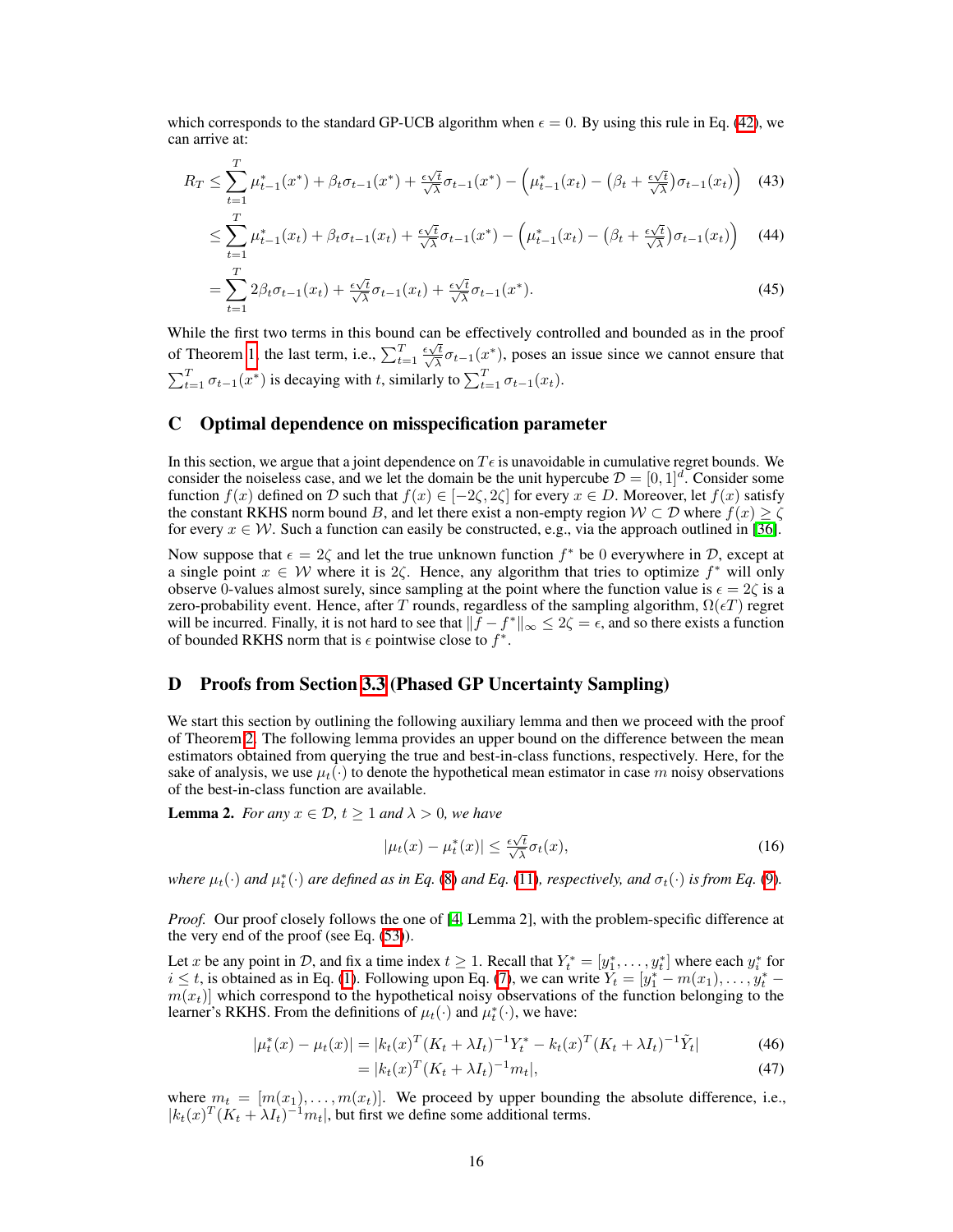which corresponds to the standard GP-UCB algorithm when $\epsilon = 0$. By using this rule in Eq. (42), we can arrive at:

$$R_T \leq \sum_{t=1}^{T} \mu^*_{t-1}(x^*) + \beta_t \sigma_{t-1}(x^*) + \tfrac{\epsilon\sqrt{t}}{\sqrt{\lambda}}\sigma_{t-1}(x^*) - \Big(\mu^*_{t-1}(x_t) - \big(\beta_t + \tfrac{\epsilon\sqrt{t}}{\sqrt{\lambda}}\big)\sigma_{t-1}(x_t)\Big) \quad (43)$$

$$\leq \sum_{t=1}^{T} \mu^*_{t-1}(x_t) + \beta_t \sigma_{t-1}(x_t) + \tfrac{\epsilon\sqrt{t}}{\sqrt{\lambda}}\sigma_{t-1}(x^*) - \Big(\mu^*_{t-1}(x_t) - \big(\beta_t + \tfrac{\epsilon\sqrt{t}}{\sqrt{\lambda}}\big)\sigma_{t-1}(x_t)\Big) \quad (44)$$

$$= \sum_{t=1}^{T} 2\beta_t \sigma_{t-1}(x_t) + \tfrac{\epsilon\sqrt{t}}{\sqrt{\lambda}}\sigma_{t-1}(x_t) + \tfrac{\epsilon\sqrt{t}}{\sqrt{\lambda}}\sigma_{t-1}(x^*). \quad (45)$$

While the first two terms in this bound can be effectively controlled and bounded as in the proof of Theorem 1, the last term, i.e., $\sum_{t=1}^{T} \frac{\epsilon\sqrt{t}}{\sqrt{\lambda}}\sigma_{t-1}(x^*)$, poses an issue since we cannot ensure that $\sum_{t=1}^{T}\sigma_{t-1}(x^*)$ is decaying with $t$, similarly to $\sum_{t=1}^{T}\sigma_{t-1}(x_t)$.

## C Optimal dependence on misspecification parameter

In this section, we argue that a joint dependence on $T\epsilon$ is unavoidable in cumulative regret bounds. We consider the noiseless case, and we let the domain be the unit hypercube $\mathcal{D} = [0,1]^d$. Consider some function $f(x)$ defined on $\mathcal{D}$ such that $f(x) \in [-2\zeta, 2\zeta]$ for every $x \in D$. Moreover, let $f(x)$ satisfy the constant RKHS norm bound $B$, and let there exist a non-empty region $\mathcal{W} \subset \mathcal{D}$ where $f(x) \geq \zeta$ for every $x \in \mathcal{W}$. Such a function can easily be constructed, e.g., via the approach outlined in [36].

Now suppose that $\epsilon = 2\zeta$ and let the true unknown function $f^*$ be 0 everywhere in $\mathcal{D}$, except at a single point $x \in \mathcal{W}$ where it is $2\zeta$. Hence, any algorithm that tries to optimize $f^*$ will only observe 0-values almost surely, since sampling at the point where the function value is $\epsilon = 2\zeta$ is a zero-probability event. Hence, after $T$ rounds, regardless of the sampling algorithm, $\Omega(\epsilon T)$ regret will be incurred. Finally, it is not hard to see that $\|f - f^*\|_\infty \leq 2\zeta = \epsilon$, and so there exists a function of bounded RKHS norm that is $\epsilon$ pointwise close to $f^*$.

## D Proofs from Section 3.3 (Phased GP Uncertainty Sampling)

We start this section by outlining the following auxiliary lemma and then we proceed with the proof of Theorem 2. The following lemma provides an upper bound on the difference between the mean estimators obtained from querying the true and best-in-class functions, respectively. Here, for the sake of analysis, we use $\mu_t(\cdot)$ to denote the hypothetical mean estimator in case $m$ noisy observations of the best-in-class function are available.

**Lemma 2.** *For any $x \in \mathcal{D}$, $t \geq 1$ and $\lambda > 0$, we have*

$$|\mu_t(x) - \mu^*_t(x)| \leq \tfrac{\epsilon\sqrt{t}}{\sqrt{\lambda}}\sigma_t(x), \quad (16)$$

*where $\mu_t(\cdot)$ and $\mu^*_t(\cdot)$ are defined as in Eq. (8) and Eq. (11), respectively, and $\sigma_t(\cdot)$ is from Eq. (9).*

*Proof.* Our proof closely follows the one of [4, Lemma 2], with the problem-specific difference at the very end of the proof (see Eq. (53)).

Let $x$ be any point in $\mathcal{D}$, and fix a time index $t \geq 1$. Recall that $Y^*_t = [y^*_1, \dots, y^*_t]$ where each $y^*_i$ for $i \leq t$, is obtained as in Eq. (1). Following upon Eq. (7), we can write $\tilde{Y}_t = [y^*_1 - m(x_1), \dots, y^*_t - m(x_t)]$ which correspond to the hypothetical noisy observations of the function belonging to the learner's RKHS. From the definitions of $\mu_t(\cdot)$ and $\mu^*_t(\cdot)$, we have:

$$|\mu^*_t(x) - \mu_t(x)| = |k_t(x)^T(K_t + \lambda I_t)^{-1}Y^*_t - k_t(x)^T(K_t + \lambda I_t)^{-1}\tilde{Y}_t| \quad (46)$$

$$= |k_t(x)^T(K_t + \lambda I_t)^{-1}m_t|, \quad (47)$$

where $m_t = [m(x_1), \dots, m(x_t)]$. We proceed by upper bounding the absolute difference, i.e., $|k_t(x)^T(K_t + \lambda I_t)^{-1}m_t|$, but first we define some additional terms.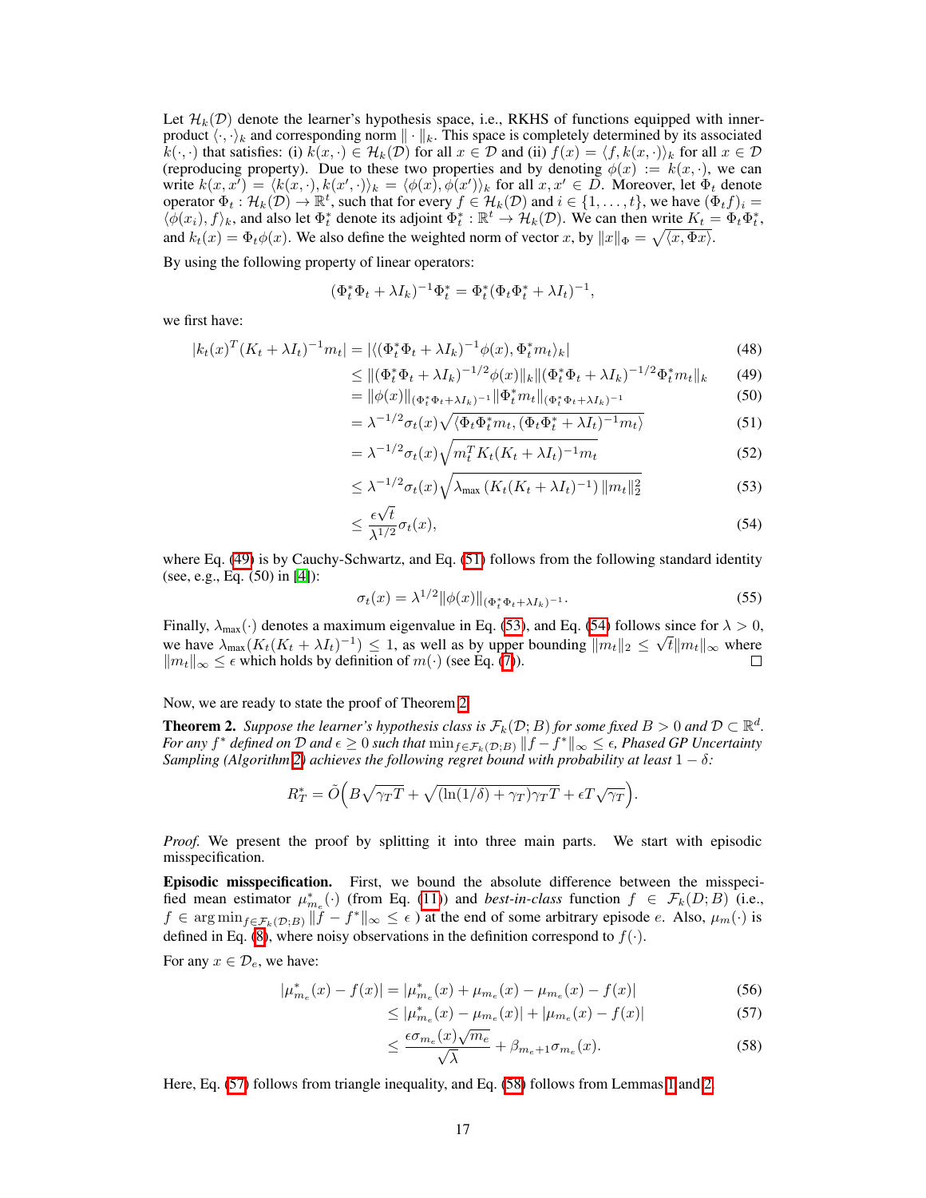Let $\mathcal{H}_k(\mathcal{D})$ denote the learner's hypothesis space, i.e., RKHS of functions equipped with inner-product $\langle \cdot, \cdot \rangle_k$ and corresponding norm $\| \cdot \|_k$. This space is completely determined by its associated $k(\cdot, \cdot)$ that satisfies: (i) $k(x, \cdot) \in \mathcal{H}_k(\mathcal{D})$ for all $x \in \mathcal{D}$ and (ii) $f(x) = \langle f, k(x, \cdot) \rangle_k$ for all $x \in \mathcal{D}$ (reproducing property). Due to these two properties and by denoting $\phi(x) := k(x, \cdot)$, we can write $k(x, x') = \langle k(x, \cdot), k(x', \cdot) \rangle_k = \langle \phi(x), \phi(x') \rangle_k$ for all $x, x' \in D$. Moreover, let $\Phi_t$ denote operator $\Phi_t : \mathcal{H}_k(\mathcal{D}) \to \mathbb{R}^t$, such that for every $f \in \mathcal{H}_k(\mathcal{D})$ and $i \in \{1, \dots, t\}$, we have $(\Phi_t f)_i = \langle \phi(x_i), f \rangle_k$, and also let $\Phi_t^*$ denote its adjoint $\Phi_t^* : \mathbb{R}^t \to \mathcal{H}_k(\mathcal{D})$. We can then write $K_t = \Phi_t \Phi_t^*$, and $k_t(x) = \Phi_t \phi(x)$. We also define the weighted norm of vector $x$, by $\|x\|_\Phi = \sqrt{\langle x, \Phi x \rangle}$.

By using the following property of linear operators:

$$(\Phi_t^* \Phi_t + \lambda I_k)^{-1} \Phi_t^* = \Phi_t^* (\Phi_t \Phi_t^* + \lambda I_t)^{-1},$$

we first have:

$$
\begin{aligned}
|k_t(x)^T (K_t + \lambda I_t)^{-1} m_t| &= |\langle (\Phi_t^* \Phi_t + \lambda I_k)^{-1} \phi(x), \Phi_t^* m_t \rangle_k| && (48)\\
&\leq \|(\Phi_t^* \Phi_t + \lambda I_k)^{-1/2} \phi(x)\|_k \|(\Phi_t^* \Phi_t + \lambda I_k)^{-1/2} \Phi_t^* m_t\|_k && (49)\\
&= \|\phi(x)\|_{(\Phi_t^* \Phi_t + \lambda I_k)^{-1}} \|\Phi_t^* m_t\|_{(\Phi_t^* \Phi_t + \lambda I_k)^{-1}} && (50)\\
&= \lambda^{-1/2} \sigma_t(x) \sqrt{\langle \Phi_t \Phi_t^* m_t, (\Phi_t \Phi_t^* + \lambda I_t)^{-1} m_t \rangle} && (51)\\
&= \lambda^{-1/2} \sigma_t(x) \sqrt{m_t^T K_t (K_t + \lambda I_t)^{-1} m_t} && (52)\\
&\leq \lambda^{-1/2} \sigma_t(x) \sqrt{\lambda_{\max} \left( K_t (K_t + \lambda I_t)^{-1} \right) \|m_t\|_2^2} && (53)\\
&\leq \frac{\epsilon \sqrt{t}}{\lambda^{1/2}} \sigma_t(x), && (54)
\end{aligned}
$$

where Eq. (49) is by Cauchy-Schwartz, and Eq. (51) follows from the following standard identity (see, e.g., Eq. (50) in [4]):

$$\sigma_t(x) = \lambda^{1/2} \|\phi(x)\|_{(\Phi_t^* \Phi_t + \lambda I_k)^{-1}}. \tag{55}$$

Finally, $\lambda_{\max}(\cdot)$ denotes a maximum eigenvalue in Eq. (53), and Eq. (54) follows since for $\lambda > 0$, we have $\lambda_{\max}(K_t (K_t + \lambda I_t)^{-1}) \leq 1$, as well as by upper bounding $\|m_t\|_2 \leq \sqrt{t} \|m_t\|_\infty$ where $\|m_t\|_\infty \leq \epsilon$ which holds by definition of $m(\cdot)$ (see Eq. (7)). □

Now, we are ready to state the proof of Theorem 2.

**Theorem 2.** *Suppose the learner's hypothesis class is $\mathcal{F}_k(\mathcal{D}; B)$ for some fixed $B > 0$ and $\mathcal{D} \subset \mathbb{R}^d$. For any $f^*$ defined on $\mathcal{D}$ and $\epsilon \geq 0$ such that $\min_{f \in \mathcal{F}_k(\mathcal{D}; B)} \|f - f^*\|_\infty \leq \epsilon$, Phased GP Uncertainty Sampling (Algorithm 2) achieves the following regret bound with probability at least $1 - \delta$:*

$$R_T^* = \tilde{O}\Big( B\sqrt{\gamma_T T} + \sqrt{(\ln(1/\delta) + \gamma_T)\gamma_T T} + \epsilon T \sqrt{\gamma_T} \Big).$$

*Proof.* We present the proof by splitting it into three main parts. We start with episodic misspecification.

**Episodic misspecification.** First, we bound the absolute difference between the misspecified mean estimator $\mu_{m_e}^*(\cdot)$ (from Eq. (11)) and *best-in-class* function $f \in \mathcal{F}_k(D; B)$ (i.e., $f \in \arg\min_{f \in \mathcal{F}_k(\mathcal{D}; B)} \|f - f^*\|_\infty \leq \epsilon$ ) at the end of some arbitrary episode $e$. Also, $\mu_m(\cdot)$ is defined in Eq. (8), where noisy observations in the definition correspond to $f(\cdot)$.

For any $x \in \mathcal{D}_e$, we have:

$$
\begin{aligned}
|\mu_{m_e}^*(x) - f(x)| &= |\mu_{m_e}^*(x) + \mu_{m_e}(x) - \mu_{m_e}(x) - f(x)| && (56)\\
&\leq |\mu_{m_e}^*(x) - \mu_{m_e}(x)| + |\mu_{m_e}(x) - f(x)| && (57)\\
&\leq \frac{\epsilon \sigma_{m_e}(x) \sqrt{m_e}}{\sqrt{\lambda}} + \beta_{m_e+1} \sigma_{m_e}(x). && (58)
\end{aligned}
$$

Here, Eq. (57) follows from triangle inequality, and Eq. (58) follows from Lemmas 1 and 2.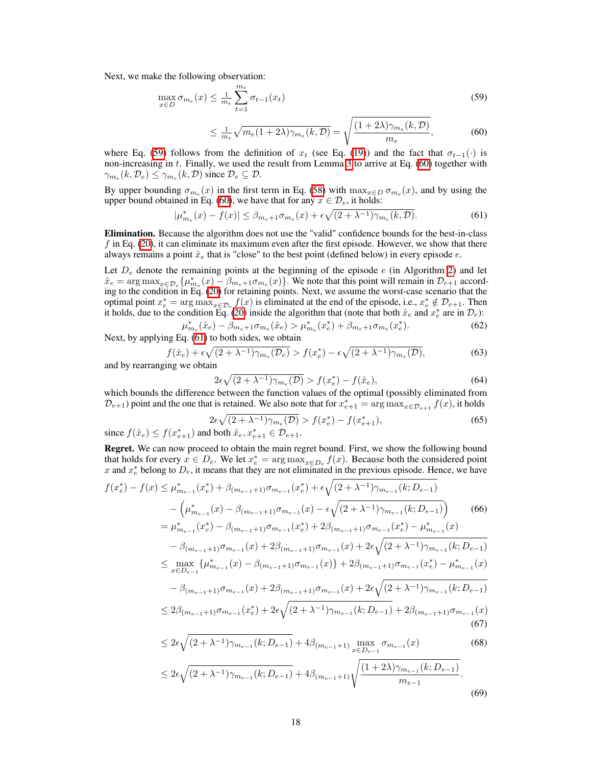Next, we make the following observation:

$$\max_{x \in D} \sigma_{m_e}(x) \leq \tfrac{1}{m_e} \sum_{t=1}^{m_e} \sigma_{t-1}(x_t) \tag{59}$$

$$\leq \tfrac{1}{m_e} \sqrt{m_e(1+2\lambda)\gamma_{m_e}(k, \mathcal{D})} = \sqrt{\frac{(1+2\lambda)\gamma_{m_e}(k, \mathcal{D})}{m_e}}, \tag{60}$$

where Eq. (59) follows from the definition of $x_t$ (see Eq. (19)) and the fact that $\sigma_{t-1}(\cdot)$ is non-increasing in $t$. Finally, we used the result from Lemma 3 to arrive at Eq. (60) together with $\gamma_{m_e}(k, \mathcal{D}_e) \leq \gamma_{m_e}(k, \mathcal{D})$ since $\mathcal{D}_e \subseteq \mathcal{D}$.

By upper bounding $\sigma_{m_e}(x)$ in the first term in Eq. (58) with $\max_{x \in D} \sigma_{m_e}(x)$, and by using the upper bound obtained in Eq. (60), we have that for any $x \in \mathcal{D}_e$, it holds:

$$|\mu^*_{m_e}(x) - f(x)| \leq \beta_{m_e+1}\sigma_{m_e}(x) + \epsilon\sqrt{(2+\lambda^{-1})\gamma_{m_e}(k, \mathcal{D})}. \tag{61}$$

**Elimination.** Because the algorithm does not use the "valid" confidence bounds for the best-in-class $f$ in Eq. (20), it can eliminate its maximum even after the first episode. However, we show that there always remains a point $\hat{x}_e$ that is "close" to the best point (defined below) in every episode $e$.

Let $D_e$ denote the remaining points at the beginning of the episode $e$ (in Algorithm 2) and let $\hat{x}_e = \arg\max_{x \in \mathcal{D}_e}\{\mu^*_{m_e}(x) - \beta_{m_e+1}\sigma_{m_e}(x)\}$. We note that this point will remain in $\mathcal{D}_{e+1}$ according to the condition in Eq. (20) for retaining points. Next, we assume the worst-case scenario that the optimal point $x^*_e = \arg\max_{x \in \mathcal{D}_e} f(x)$ is eliminated at the end of the episode, i.e., $x^*_e \notin \mathcal{D}_{e+1}$. Then it holds, due to the condition Eq. (20) inside the algorithm that (note that both $\hat{x}_e$ and $x^*_e$ are in $\mathcal{D}_e$):

$$\mu^*_{m_e}(\hat{x}_e) - \beta_{m_e+1}\sigma_{m_e}(\hat{x}_e) > \mu^*_{m_e}(x^*_e) + \beta_{m_e+1}\sigma_{m_e}(x^*_e). \tag{62}$$

Next, by applying Eq. (61) to both sides, we obtain

$$f(\hat{x}_e) + \epsilon\sqrt{(2+\lambda^{-1})\gamma_{m_e}(\mathcal{D}_e)} > f(x^*_e) - \epsilon\sqrt{(2+\lambda^{-1})\gamma_{m_e}(\mathcal{D})}, \tag{63}$$

and by rearranging we obtain

$$2\epsilon\sqrt{(2+\lambda^{-1})\gamma_{m_e}(\mathcal{D})} > f(x^*_e) - f(\hat{x}_e), \tag{64}$$

which bounds the difference between the function values of the optimal (possibly eliminated from $\mathcal{D}_{e+1}$) point and the one that is retained. We also note that for $x^*_{e+1} = \arg\max_{x \in \mathcal{D}_{e+1}} f(x)$, it holds

$$2\epsilon\sqrt{(2+\lambda^{-1})\gamma_{m_e}(\mathcal{D})} > f(x^*_e) - f(x^*_{e+1}), \tag{65}$$

since $f(\hat{x}_e) \leq f(x^*_{e+1})$ and both $\hat{x}_e, x^*_{e+1} \in \mathcal{D}_{e+1}$.

**Regret.** We can now proceed to obtain the main regret bound. First, we show the following bound that holds for every $x \in D_e$. We let $x^*_e = \arg\max_{x \in D_e} f(x)$. Because both the considered point $x$ and $x^*_e$ belong to $D_e$, it means that they are not eliminated in the previous episode. Hence, we have

$$\begin{aligned}
f(x^*_e) - f(x) &\leq \mu^*_{m_{e-1}}(x^*_e) + \beta_{(m_{e-1}+1)}\sigma_{m_{e-1}}(x^*_e) + \epsilon\sqrt{(2+\lambda^{-1})\gamma_{m_{e-1}}(k; D_{e-1})} \\
&\quad - \left(\mu^*_{m_{e-1}}(x) - \beta_{(m_{e-1}+1)}\sigma_{m_{e-1}}(x) - \epsilon\sqrt{(2+\lambda^{-1})\gamma_{m_{e-1}}(k; D_{e-1})}\right) \qquad (66)\\
&= \mu^*_{m_{e-1}}(x^*_e) - \beta_{(m_{e-1}+1)}\sigma_{m_{e-1}}(x^*_e) + 2\beta_{(m_{e-1}+1)}\sigma_{m_{e-1}}(x^*_e) - \mu^*_{m_{e-1}}(x) \\
&\quad - \beta_{(m_{e-1}+1)}\sigma_{m_{e-1}}(x) + 2\beta_{(m_{e-1}+1)}\sigma_{m_{e-1}}(x) + 2\epsilon\sqrt{(2+\lambda^{-1})\gamma_{m_{e-1}}(k; D_{e-1})} \\
&\leq \max_{x \in D_{e-1}}\{\mu^*_{m_{e-1}}(x) - \beta_{(m_{e-1}+1)}\sigma_{m_{e-1}}(x)\} + 2\beta_{(m_{e-1}+1)}\sigma_{m_{e-1}}(x^*_e) - \mu^*_{m_{e-1}}(x) \\
&\quad - \beta_{(m_{e-1}+1)}\sigma_{m_{e-1}}(x) + 2\beta_{(m_{e-1}+1)}\sigma_{m_{e-1}}(x) + 2\epsilon\sqrt{(2+\lambda^{-1})\gamma_{m_{e-1}}(k; D_{e-1})} \\
&\leq 2\beta_{(m_{e-1}+1)}\sigma_{m_{e-1}}(x^*_e) + 2\epsilon\sqrt{(2+\lambda^{-1})\gamma_{m_{e-1}}(k; D_{e-1})} + 2\beta_{(m_{e-1}+1)}\sigma_{m_{e-1}}(x) \qquad (67)\\
&\leq 2\epsilon\sqrt{(2+\lambda^{-1})\gamma_{m_{e-1}}(k; D_{e-1})} + 4\beta_{(m_{e-1}+1)} \max_{x \in D_{e-1}} \sigma_{m_{e-1}}(x) \qquad (68)\\
&\leq 2\epsilon\sqrt{(2+\lambda^{-1})\gamma_{m_{e-1}}(k; D_{e-1})} + 4\beta_{(m_{e-1}+1)}\sqrt{\frac{(1+2\lambda)\gamma_{m_{e-1}}(k; D_{e-1})}{m_{e-1}}}. \qquad (69)
\end{aligned}$$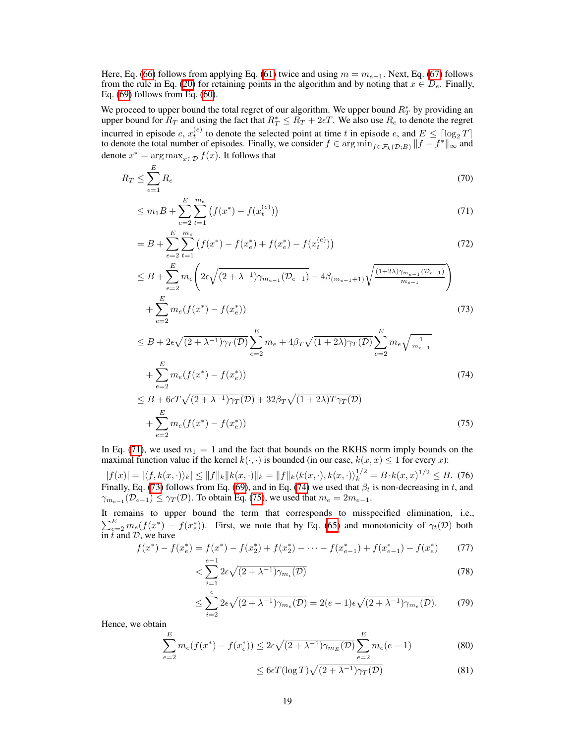Here, Eq. (66) follows from applying Eq. (61) twice and using $m = m_{e-1}$. Next, Eq. (67) follows from the rule in Eq. (20) for retaining points in the algorithm and by noting that $x \in D_e$. Finally, Eq. (69) follows from Eq. (60).

We proceed to upper bound the total regret of our algorithm. We upper bound $R_T^*$ by providing an upper bound for $R_T$ and using the fact that $R_T^* \leq R_T + 2\epsilon T$. We also use $R_e$ to denote the regret incurred in episode $e$, $x_t^{(e)}$ to denote the selected point at time $t$ in episode $e$, and $E \leq \lceil \log_2 T \rceil$ to denote the total number of episodes. Finally, we consider $f \in \arg\min_{f \in \mathcal{F}_k(\mathcal{D};B)} \|f - f^*\|_\infty$ and denote $x^* = \arg\max_{x \in \mathcal{D}} f(x)$. It follows that

$$
\begin{aligned}
R_T &\leq \sum_{e=1}^{E} R_e && (70)\\
&\leq m_1 B + \sum_{e=2}^{E} \sum_{t=1}^{m_e} \big(f(x^*) - f(x_t^{(e)})\big) && (71)\\
&= B + \sum_{e=2}^{E} \sum_{t=1}^{m_e} \big(f(x^*) - f(x_e^*) + f(x_e^*) - f(x_t^{(e)})\big) && (72)\\
&\leq B + \sum_{e=2}^{E} m_e \Bigg( 2\epsilon \sqrt{(2+\lambda^{-1})\gamma_{m_{e-1}}(\mathcal{D}_{e-1})} + 4\beta_{(m_{e-1}+1)} \sqrt{\tfrac{(1+2\lambda)\gamma_{m_{e-1}}(\mathcal{D}_{e-1})}{m_{e-1}}} \Bigg) \\
&\quad + \sum_{e=2}^{E} m_e (f(x^*) - f(x_e^*)) && (73)\\
&\leq B + 2\epsilon \sqrt{(2+\lambda^{-1})\gamma_T(\mathcal{D})} \sum_{e=2}^{E} m_e + 4\beta_T \sqrt{(1+2\lambda)\gamma_T(\mathcal{D})} \sum_{e=2}^{E} m_e \sqrt{\tfrac{1}{m_{e-1}}} \\
&\quad + \sum_{e=2}^{E} m_e (f(x^*) - f(x_e^*)) && (74)\\
&\leq B + 6\epsilon T \sqrt{(2+\lambda^{-1})\gamma_T(\mathcal{D})} + 32\beta_T \sqrt{(1+2\lambda) T \gamma_T(\mathcal{D})} \\
&\quad + \sum_{e=2}^{E} m_e (f(x^*) - f(x_e^*)) && (75)
\end{aligned}
$$

In Eq. (71), we used $m_1 = 1$ and the fact that bounds on the RKHS norm imply bounds on the maximal function value if the kernel $k(\cdot,\cdot)$ is bounded (in our case, $k(x,x) \leq 1$ for every $x$):

$$|f(x)| = |\langle f, k(x,\cdot)\rangle_k| \leq \|f\|_k \|k(x,\cdot)\|_k = \|f\|_k \langle k(x,\cdot), k(x,\cdot)\rangle_k^{1/2} = B \cdot k(x,x)^{1/2} \leq B. \quad (76)$$

Finally, Eq. (73) follows from Eq. (69), and in Eq. (74) we used that $\beta_t$ is non-decreasing in $t$, and $\gamma_{m_{e-1}}(\mathcal{D}_{e-1}) \leq \gamma_T(\mathcal{D})$. To obtain Eq. (75), we used that $m_e = 2m_{e-1}$.

It remains to upper bound the term that corresponds to misspecified elimination, i.e., $\sum_{e=2}^{E} m_e (f(x^*) - f(x_e^*))$. First, we note that by Eq. (65) and monotonicity of $\gamma_t(\mathcal{D})$ both in $t$ and $\mathcal{D}$, we have

$$
\begin{aligned}
f(x^*) - f(x_e^*) &= f(x^*) - f(x_2^*) + f(x_2^*) - \cdots - f(x_{e-1}^*) + f(x_{e-1}^*) - f(x_e^*) && (77)\\
&< \sum_{i=1}^{e-1} 2\epsilon \sqrt{(2+\lambda^{-1})\gamma_{m_i}(\mathcal{D})} && (78)\\
&\leq \sum_{i=2}^{e} 2\epsilon \sqrt{(2+\lambda^{-1})\gamma_{m_e}(\mathcal{D})} = 2(e-1)\epsilon \sqrt{(2+\lambda^{-1})\gamma_{m_e}(\mathcal{D})}. && (79)
\end{aligned}
$$

Hence, we obtain

$$
\begin{aligned}
\sum_{e=2}^{E} m_e (f(x^*) - f(x_e^*)) &\leq 2\epsilon \sqrt{(2+\lambda^{-1})\gamma_{m_E}(\mathcal{D})} \sum_{e=2}^{E} m_e (e-1) && (80)\\
&\leq 6\epsilon T (\log T) \sqrt{(2+\lambda^{-1})\gamma_T(\mathcal{D})} && (81)
\end{aligned}
$$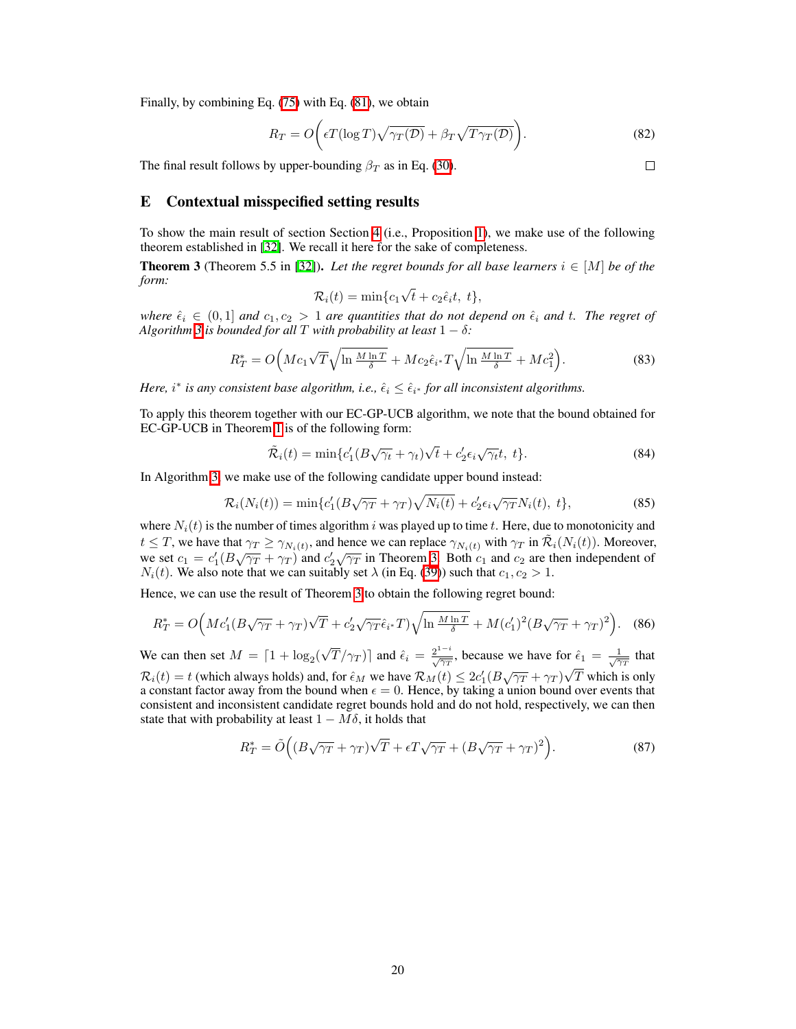Finally, by combining Eq. (75) with Eq. (81), we obtain

$$R_T = O\bigg(\epsilon T (\log T)\sqrt{\gamma_T(\mathcal{D})} + \beta_T \sqrt{T\gamma_T(\mathcal{D})}\bigg). \tag{82}$$

The final result follows by upper-bounding $\beta_T$ as in Eq. (30). □

## E Contextual misspecified setting results

To show the main result of section Section 4 (i.e., Proposition 1), we make use of the following theorem established in [32]. We recall it here for the sake of completeness.

**Theorem 3** (Theorem 5.5 in [32]). *Let the regret bounds for all base learners $i \in [M]$ be of the form:*

$$\mathcal{R}_i(t) = \min\{c_1\sqrt{t} + c_2\hat{\epsilon}_i t,\ t\},$$

*where $\hat{\epsilon}_i \in (0,1]$ and $c_1, c_2 > 1$ are quantities that do not depend on $\hat{\epsilon}_i$ and $t$. The regret of Algorithm 3 is bounded for all $T$ with probability at least $1-\delta$:*

$$R_T^* = O\Big(Mc_1\sqrt{T}\sqrt{\ln\tfrac{M\ln T}{\delta}} + Mc_2\hat{\epsilon}_{i^*}T\sqrt{\ln\tfrac{M\ln T}{\delta}} + Mc_1^2\Big). \tag{83}$$

*Here, $i^*$ is any consistent base algorithm, i.e., $\hat{\epsilon}_i \le \hat{\epsilon}_{i^*}$ for all inconsistent algorithms.*

To apply this theorem together with our EC-GP-UCB algorithm, we note that the bound obtained for EC-GP-UCB in Theorem 1 is of the following form:

$$\tilde{\mathcal{R}}_i(t) = \min\{c_1'(B\sqrt{\gamma_t} + \gamma_t)\sqrt{t} + c_2'\epsilon_i\sqrt{\gamma_t}t,\ t\}. \tag{84}$$

In Algorithm 3, we make use of the following candidate upper bound instead:

$$\mathcal{R}_i(N_i(t)) = \min\{c_1'(B\sqrt{\gamma_T} + \gamma_T)\sqrt{N_i(t)} + c_2'\epsilon_i\sqrt{\gamma_T}N_i(t),\ t\}, \tag{85}$$

where $N_i(t)$ is the number of times algorithm $i$ was played up to time $t$. Here, due to monotonicity and $t \le T$, we have that $\gamma_T \ge \gamma_{N_i(t)}$, and hence we can replace $\gamma_{N_i(t)}$ with $\gamma_T$ in $\tilde{\mathcal{R}}_i(N_i(t))$. Moreover, we set $c_1 = c_1'(B\sqrt{\gamma_T} + \gamma_T)$ and $c_2'\sqrt{\gamma_T}$ in Theorem 3. Both $c_1$ and $c_2$ are then independent of $N_i(t)$. We also note that we can suitably set $\lambda$ (in Eq. (39)) such that $c_1, c_2 > 1$.

Hence, we can use the result of Theorem 3 to obtain the following regret bound:

$$R_T^* = O\Big(Mc_1'(B\sqrt{\gamma_T} + \gamma_T)\sqrt{T} + c_2'\sqrt{\gamma_T}\hat{\epsilon}_{i^*}T)\sqrt{\ln\tfrac{M\ln T}{\delta}} + M(c_1')^2(B\sqrt{\gamma_T} + \gamma_T)^2\Big). \tag{86}$$

We can then set $M = \lceil 1 + \log_2(\sqrt{T}/\gamma_T)\rceil$ and $\hat{\epsilon}_i = \frac{2^{1-i}}{\sqrt{\gamma_T}}$, because we have for $\hat{\epsilon}_1 = \frac{1}{\sqrt{\gamma_T}}$ that $\mathcal{R}_i(t) = t$ (which always holds) and, for $\hat{\epsilon}_M$ we have $\mathcal{R}_M(t) \le 2c_1'(B\sqrt{\gamma_T} + \gamma_T)\sqrt{T}$ which is only a constant factor away from the bound when $\epsilon = 0$. Hence, by taking a union bound over events that consistent and inconsistent candidate regret bounds hold and do not hold, respectively, we can then state that with probability at least $1 - M\delta$, it holds that

$$R_T^* = \tilde{O}\Big((B\sqrt{\gamma_T} + \gamma_T)\sqrt{T} + \epsilon T\sqrt{\gamma_T} + (B\sqrt{\gamma_T} + \gamma_T)^2\Big). \tag{87}$$